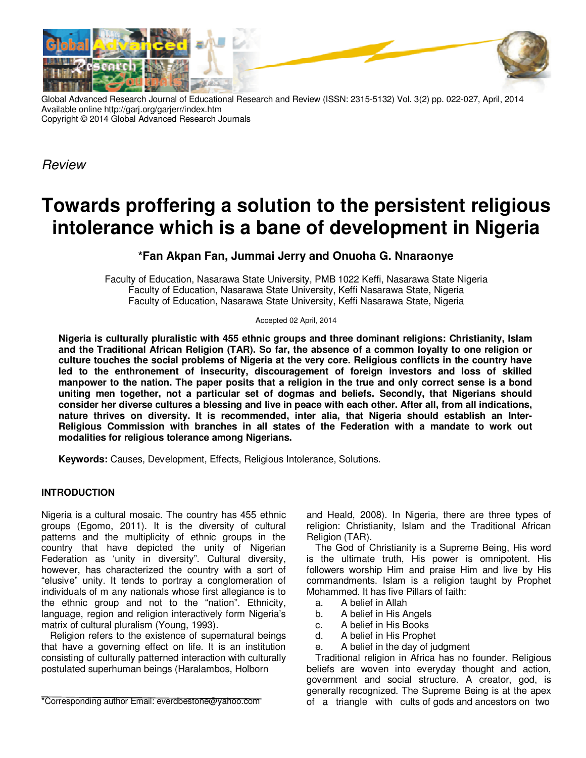Global Advanced Research Journal of Educational Research and Review (ISSN: 2315-5132) Vol. 3(2) pp. 022-027, April, 2014
Available online http://garj.org/garjerr/index.htm
Copyright © 2014 Global Advanced Research Journals

*Review*

# Towards proffering a solution to the persistent religious intolerance which is a bane of development in Nigeria

**\*Fan Akpan Fan, Jummai Jerry and Onuoha G. Nnaraonye**

Faculty of Education, Nasarawa State University, PMB 1022 Keffi, Nasarawa State Nigeria
Faculty of Education, Nasarawa State University, Keffi Nasarawa State, Nigeria
Faculty of Education, Nasarawa State University, Keffi Nasarawa State, Nigeria

Accepted 02 April, 2014

**Nigeria is culturally pluralistic with 455 ethnic groups and three dominant religions: Christianity, Islam and the Traditional African Religion (TAR). So far, the absence of a common loyalty to one religion or culture touches the social problems of Nigeria at the very core. Religious conflicts in the country have led to the enthronement of insecurity, discouragement of foreign investors and loss of skilled manpower to the nation. The paper posits that a religion in the true and only correct sense is a bond uniting men together, not a particular set of dogmas and beliefs. Secondly, that Nigerians should consider her diverse cultures a blessing and live in peace with each other. After all, from all indications, nature thrives on diversity. It is recommended, inter alia, that Nigeria should establish an Inter-Religious Commission with branches in all states of the Federation with a mandate to work out modalities for religious tolerance among Nigerians.**

**Keywords:** Causes, Development, Effects, Religious Intolerance, Solutions.

## INTRODUCTION

Nigeria is a cultural mosaic. The country has 455 ethnic groups (Egomo, 2011). It is the diversity of cultural patterns and the multiplicity of ethnic groups in the country that have depicted the unity of Nigerian Federation as 'unity in diversity". Cultural diversity, however, has characterized the country with a sort of "elusive" unity. It tends to portray a conglomeration of individuals of m any nationals whose first allegiance is to the ethnic group and not to the "nation". Ethnicity, language, region and religion interactively form Nigeria's matrix of cultural pluralism (Young, 1993).

Religion refers to the existence of supernatural beings that have a governing effect on life. It is an institution consisting of culturally patterned interaction with culturally postulated superhuman beings (Haralambos, Holborn and Heald, 2008). In Nigeria, there are three types of religion: Christianity, Islam and the Traditional African Religion (TAR).

The God of Christianity is a Supreme Being, His word is the ultimate truth, His power is omnipotent. His followers worship Him and praise Him and live by His commandments. Islam is a religion taught by Prophet Mohammed. It has five Pillars of faith:

a. A belief in Allah
b. A belief in His Angels
c. A belief in His Books
d. A belief in His Prophet
e. A belief in the day of judgment

Traditional religion in Africa has no founder. Religious beliefs are woven into everyday thought and action, government and social structure. A creator, god, is generally recognized. The Supreme Being is at the apex of a triangle with cults of gods and ancestors on two

\*Corresponding author Email: everdbestone@yahoo.com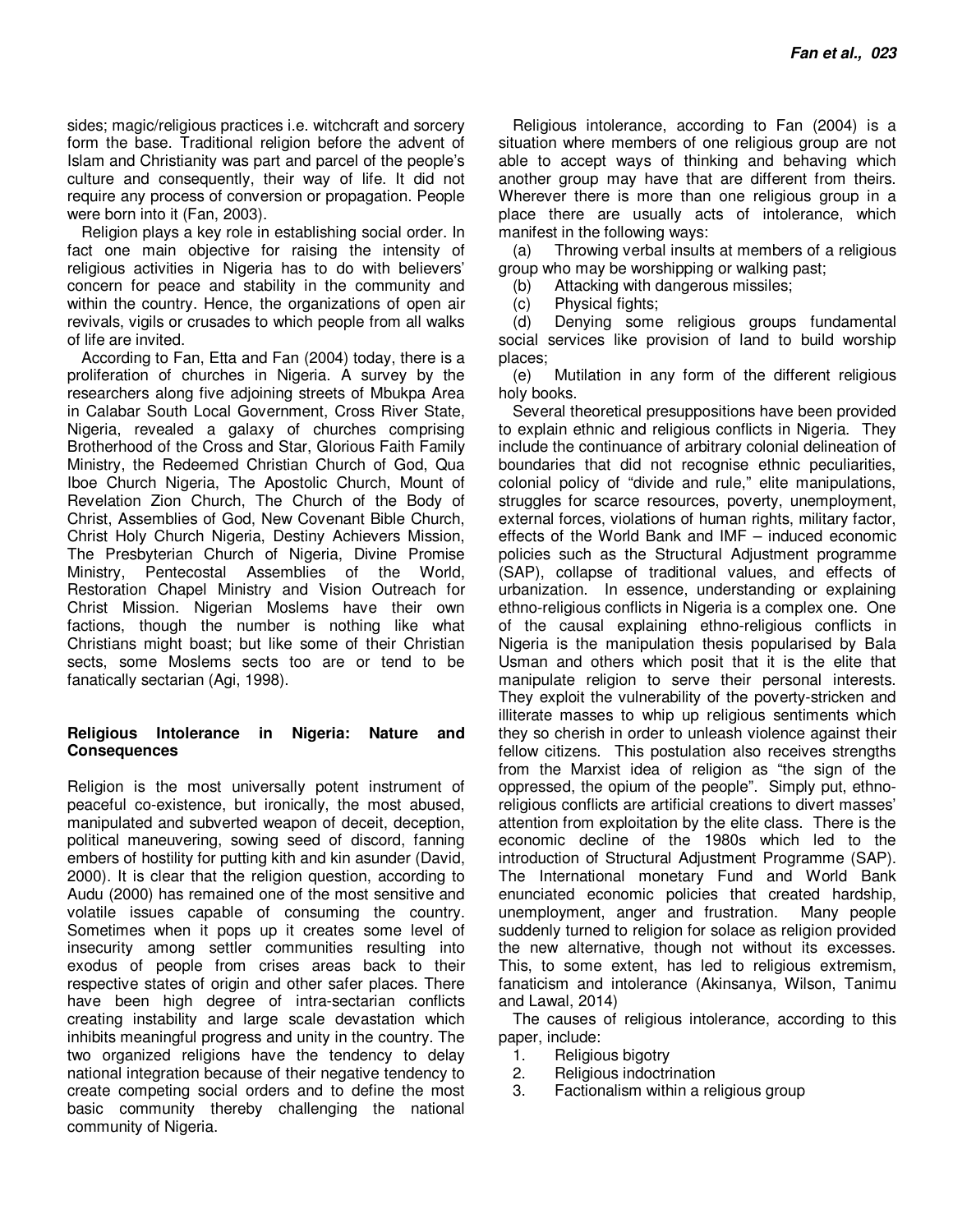sides; magic/religious practices i.e. witchcraft and sorcery form the base. Traditional religion before the advent of Islam and Christianity was part and parcel of the people's culture and consequently, their way of life. It did not require any process of conversion or propagation. People were born into it (Fan, 2003).

Religion plays a key role in establishing social order. In fact one main objective for raising the intensity of religious activities in Nigeria has to do with believers' concern for peace and stability in the community and within the country. Hence, the organizations of open air revivals, vigils or crusades to which people from all walks of life are invited.

According to Fan, Etta and Fan (2004) today, there is a proliferation of churches in Nigeria. A survey by the researchers along five adjoining streets of Mbukpa Area in Calabar South Local Government, Cross River State, Nigeria, revealed a galaxy of churches comprising Brotherhood of the Cross and Star, Glorious Faith Family Ministry, the Redeemed Christian Church of God, Qua Iboe Church Nigeria, The Apostolic Church, Mount of Revelation Zion Church, The Church of the Body of Christ, Assemblies of God, New Covenant Bible Church, Christ Holy Church Nigeria, Destiny Achievers Mission, The Presbyterian Church of Nigeria, Divine Promise Ministry, Pentecostal Assemblies of the World, Restoration Chapel Ministry and Vision Outreach for Christ Mission. Nigerian Moslems have their own factions, though the number is nothing like what Christians might boast; but like some of their Christian sects, some Moslems sects too are or tend to be fanatically sectarian (Agi, 1998).

## Religious Intolerance in Nigeria: Nature and Consequences

Religion is the most universally potent instrument of peaceful co-existence, but ironically, the most abused, manipulated and subverted weapon of deceit, deception, political maneuvering, sowing seed of discord, fanning embers of hostility for putting kith and kin asunder (David, 2000). It is clear that the religion question, according to Audu (2000) has remained one of the most sensitive and volatile issues capable of consuming the country. Sometimes when it pops up it creates some level of insecurity among settler communities resulting into exodus of people from crises areas back to their respective states of origin and other safer places. There have been high degree of intra-sectarian conflicts creating instability and large scale devastation which inhibits meaningful progress and unity in the country. The two organized religions have the tendency to delay national integration because of their negative tendency to create competing social orders and to define the most basic community thereby challenging the national community of Nigeria.

Religious intolerance, according to Fan (2004) is a situation where members of one religious group are not able to accept ways of thinking and behaving which another group may have that are different from theirs. Wherever there is more than one religious group in a place there are usually acts of intolerance, which manifest in the following ways:

(a) Throwing verbal insults at members of a religious group who may be worshipping or walking past;

(b) Attacking with dangerous missiles;

(c) Physical fights;

(d) Denying some religious groups fundamental social services like provision of land to build worship places;

(e) Mutilation in any form of the different religious holy books.

Several theoretical presuppositions have been provided to explain ethnic and religious conflicts in Nigeria. They include the continuance of arbitrary colonial delineation of boundaries that did not recognise ethnic peculiarities, colonial policy of "divide and rule," elite manipulations, struggles for scarce resources, poverty, unemployment, external forces, violations of human rights, military factor, effects of the World Bank and IMF – induced economic policies such as the Structural Adjustment programme (SAP), collapse of traditional values, and effects of urbanization. In essence, understanding or explaining ethno-religious conflicts in Nigeria is a complex one. One of the causal explaining ethno-religious conflicts in Nigeria is the manipulation thesis popularised by Bala Usman and others which posit that it is the elite that manipulate religion to serve their personal interests. They exploit the vulnerability of the poverty-stricken and illiterate masses to whip up religious sentiments which they so cherish in order to unleash violence against their fellow citizens. This postulation also receives strengths from the Marxist idea of religion as "the sign of the oppressed, the opium of the people". Simply put, ethno-religious conflicts are artificial creations to divert masses' attention from exploitation by the elite class. There is the economic decline of the 1980s which led to the introduction of Structural Adjustment Programme (SAP). The International monetary Fund and World Bank enunciated economic policies that created hardship, unemployment, anger and frustration. Many people suddenly turned to religion for solace as religion provided the new alternative, though not without its excesses. This, to some extent, has led to religious extremism, fanaticism and intolerance (Akinsanya, Wilson, Tanimu and Lawal, 2014)

The causes of religious intolerance, according to this paper, include:

1. Religious bigotry
2. Religious indoctrination
3. Factionalism within a religious group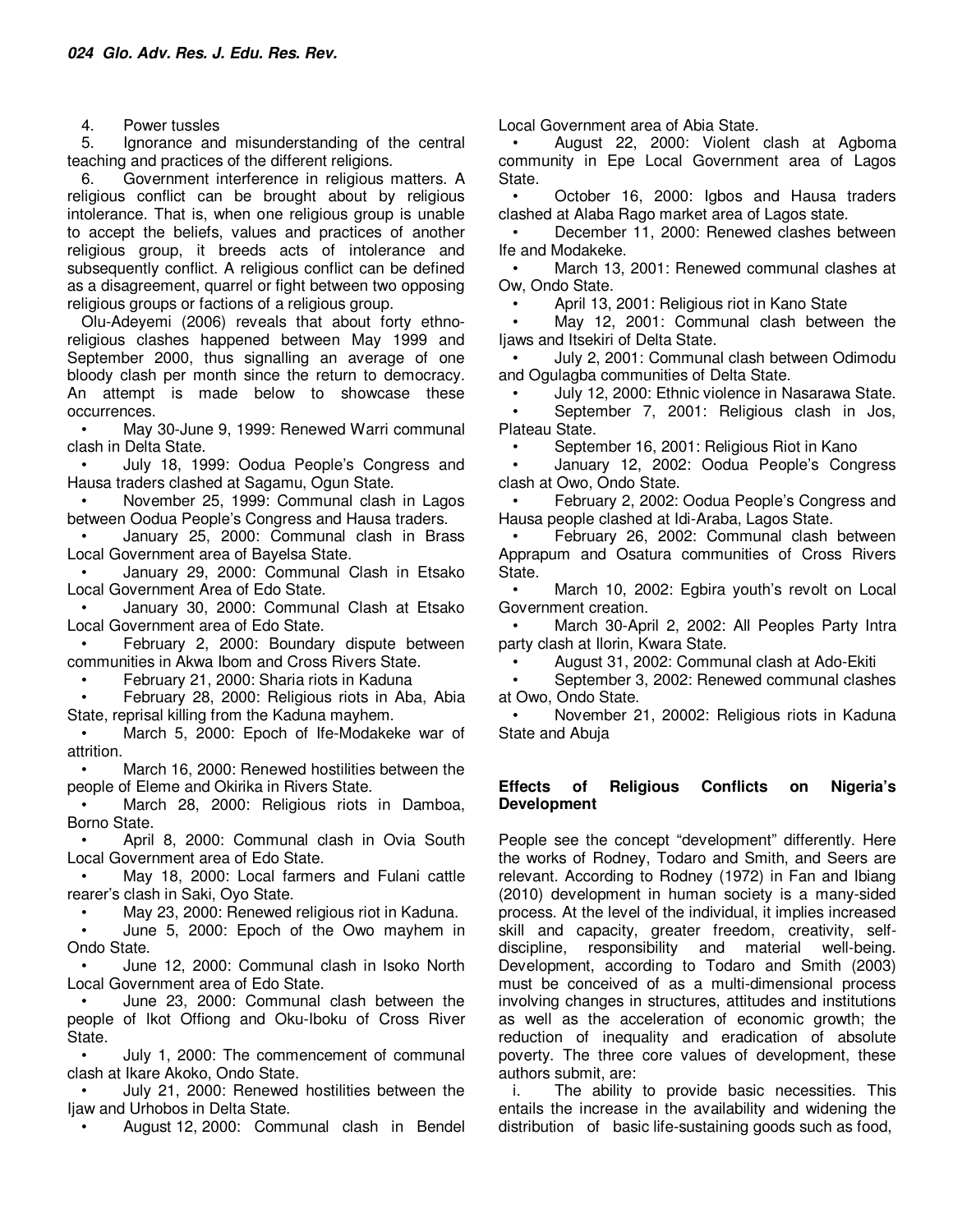4. Power tussles
5. Ignorance and misunderstanding of the central teaching and practices of the different religions.
6. Government interference in religious matters. A religious conflict can be brought about by religious intolerance. That is, when one religious group is unable to accept the beliefs, values and practices of another religious group, it breeds acts of intolerance and subsequently conflict. A religious conflict can be defined as a disagreement, quarrel or fight between two opposing religious groups or factions of a religious group.

Olu-Adeyemi (2006) reveals that about forty ethno-religious clashes happened between May 1999 and September 2000, thus signalling an average of one bloody clash per month since the return to democracy. An attempt is made below to showcase these occurrences.

- May 30-June 9, 1999: Renewed Warri communal clash in Delta State.
- July 18, 1999: Oodua People's Congress and Hausa traders clashed at Sagamu, Ogun State.
- November 25, 1999: Communal clash in Lagos between Oodua People's Congress and Hausa traders.
- January 25, 2000: Communal clash in Brass Local Government area of Bayelsa State.
- January 29, 2000: Communal Clash in Etsako Local Government Area of Edo State.
- January 30, 2000: Communal Clash at Etsako Local Government area of Edo State.
- February 2, 2000: Boundary dispute between communities in Akwa Ibom and Cross Rivers State.
- February 21, 2000: Sharia riots in Kaduna
- February 28, 2000: Religious riots in Aba, Abia State, reprisal killing from the Kaduna mayhem.
- March 5, 2000: Epoch of Ife-Modakeke war of attrition.
- March 16, 2000: Renewed hostilities between the people of Eleme and Okirika in Rivers State.
- March 28, 2000: Religious riots in Damboa, Borno State.
- April 8, 2000: Communal clash in Ovia South Local Government area of Edo State.
- May 18, 2000: Local farmers and Fulani cattle rearer's clash in Saki, Oyo State.
- May 23, 2000: Renewed religious riot in Kaduna.
- June 5, 2000: Epoch of the Owo mayhem in Ondo State.
- June 12, 2000: Communal clash in Isoko North Local Government area of Edo State.
- June 23, 2000: Communal clash between the people of Ikot Offiong and Oku-Iboku of Cross River State.
- July 1, 2000: The commencement of communal clash at Ikare Akoko, Ondo State.
- July 21, 2000: Renewed hostilities between the Ijaw and Urhobos in Delta State.
- August 12, 2000: Communal clash in Bendel Local Government area of Abia State.
- August 22, 2000: Violent clash at Agboma community in Epe Local Government area of Lagos State.
- October 16, 2000: Igbos and Hausa traders clashed at Alaba Rago market area of Lagos state.
- December 11, 2000: Renewed clashes between Ife and Modakeke.
- March 13, 2001: Renewed communal clashes at Ow, Ondo State.
- April 13, 2001: Religious riot in Kano State
- May 12, 2001: Communal clash between the Ijaws and Itsekiri of Delta State.
- July 2, 2001: Communal clash between Odimodu and Ogulagba communities of Delta State.
- July 12, 2000: Ethnic violence in Nasarawa State.
- September 7, 2001: Religious clash in Jos, Plateau State.
- September 16, 2001: Religious Riot in Kano
- January 12, 2002: Oodua People's Congress clash at Owo, Ondo State.
- February 2, 2002: Oodua People's Congress and Hausa people clashed at Idi-Araba, Lagos State.
- February 26, 2002: Communal clash between Apprapum and Osatura communities of Cross Rivers State.
- March 10, 2002: Egbira youth's revolt on Local Government creation.
- March 30-April 2, 2002: All Peoples Party Intra party clash at Ilorin, Kwara State.
- August 31, 2002: Communal clash at Ado-Ekiti
- September 3, 2002: Renewed communal clashes at Owo, Ondo State.
- November 21, 20002: Religious riots in Kaduna State and Abuja

## Effects of Religious Conflicts on Nigeria's Development

People see the concept "development" differently. Here the works of Rodney, Todaro and Smith, and Seers are relevant. According to Rodney (1972) in Fan and Ibiang (2010) development in human society is a many-sided process. At the level of the individual, it implies increased skill and capacity, greater freedom, creativity, self-discipline, responsibility and material well-being. Development, according to Todaro and Smith (2003) must be conceived of as a multi-dimensional process involving changes in structures, attitudes and institutions as well as the acceleration of economic growth; the reduction of inequality and eradication of absolute poverty. The three core values of development, these authors submit, are:

i. The ability to provide basic necessities. This entails the increase in the availability and widening the distribution of basic life-sustaining goods such as food,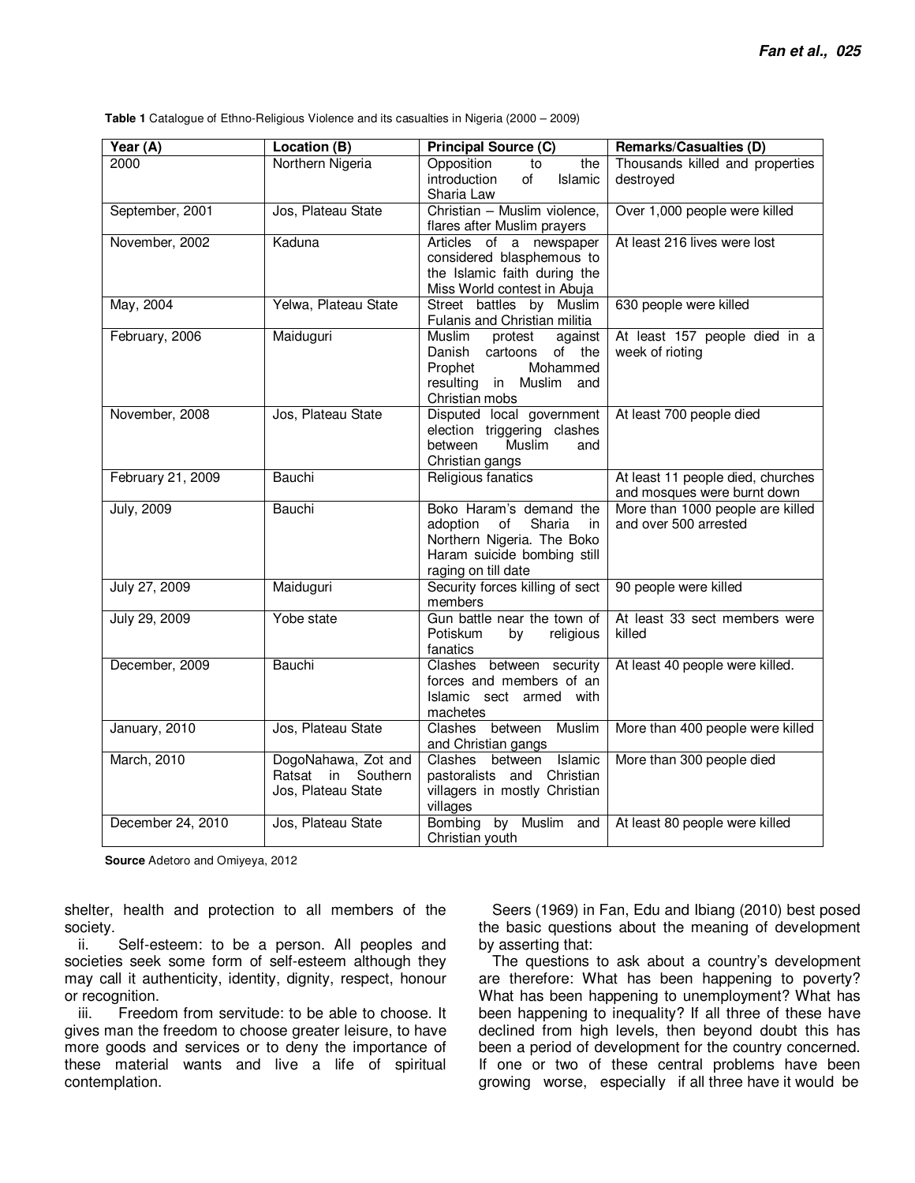**Table 1** Catalogue of Ethno-Religious Violence and its casualties in Nigeria (2000 – 2009)

| Year (A) | Location (B) | Principal Source (C) | Remarks/Casualties (D) |
|---|---|---|---|
| 2000 | Northern Nigeria | Opposition to the introduction of Islamic Sharia Law | Thousands killed and properties destroyed |
| September, 2001 | Jos, Plateau State | Christian – Muslim violence, flares after Muslim prayers | Over 1,000 people were killed |
| November, 2002 | Kaduna | Articles of a newspaper considered blasphemous to the Islamic faith during the Miss World contest in Abuja | At least 216 lives were lost |
| May, 2004 | Yelwa, Plateau State | Street battles by Muslim Fulanis and Christian militia | 630 people were killed |
| February, 2006 | Maiduguri | Muslim protest against Danish cartoons of the Prophet Mohammed resulting in Muslim and Christian mobs | At least 157 people died in a week of rioting |
| November, 2008 | Jos, Plateau State | Disputed local government election triggering clashes between Muslim and Christian gangs | At least 700 people died |
| February 21, 2009 | Bauchi | Religious fanatics | At least 11 people died, churches and mosques were burnt down |
| July, 2009 | Bauchi | Boko Haram's demand the adoption of Sharia in Northern Nigeria. The Boko Haram suicide bombing still raging on till date | More than 1000 people are killed and over 500 arrested |
| July 27, 2009 | Maiduguri | Security forces killing of sect members | 90 people were killed |
| July 29, 2009 | Yobe state | Gun battle near the town of Potiskum by religious fanatics | At least 33 sect members were killed |
| December, 2009 | Bauchi | Clashes between security forces and members of an Islamic sect armed with machetes | At least 40 people were killed. |
| January, 2010 | Jos, Plateau State | Clashes between Muslim and Christian gangs | More than 400 people were killed |
| March, 2010 | DogoNahawa, Zot and Ratsat in Southern Jos, Plateau State | Clashes between Islamic pastoralists and Christian villagers in mostly Christian villages | More than 300 people died |
| December 24, 2010 | Jos, Plateau State | Bombing by Muslim and Christian youth | At least 80 people were killed |

**Source** Adetoro and Omiyeya, 2012

shelter, health and protection to all members of the society.

ii. Self-esteem: to be a person. All peoples and societies seek some form of self-esteem although they may call it authenticity, identity, dignity, respect, honour or recognition.

iii. Freedom from servitude: to be able to choose. It gives man the freedom to choose greater leisure, to have more goods and services or to deny the importance of these material wants and live a life of spiritual contemplation.

Seers (1969) in Fan, Edu and Ibiang (2010) best posed the basic questions about the meaning of development by asserting that:

The questions to ask about a country's development are therefore: What has been happening to poverty? What has been happening to unemployment? What has been happening to inequality? If all three of these have declined from high levels, then beyond doubt this has been a period of development for the country concerned. If one or two of these central problems have been growing worse, especially if all three have it would be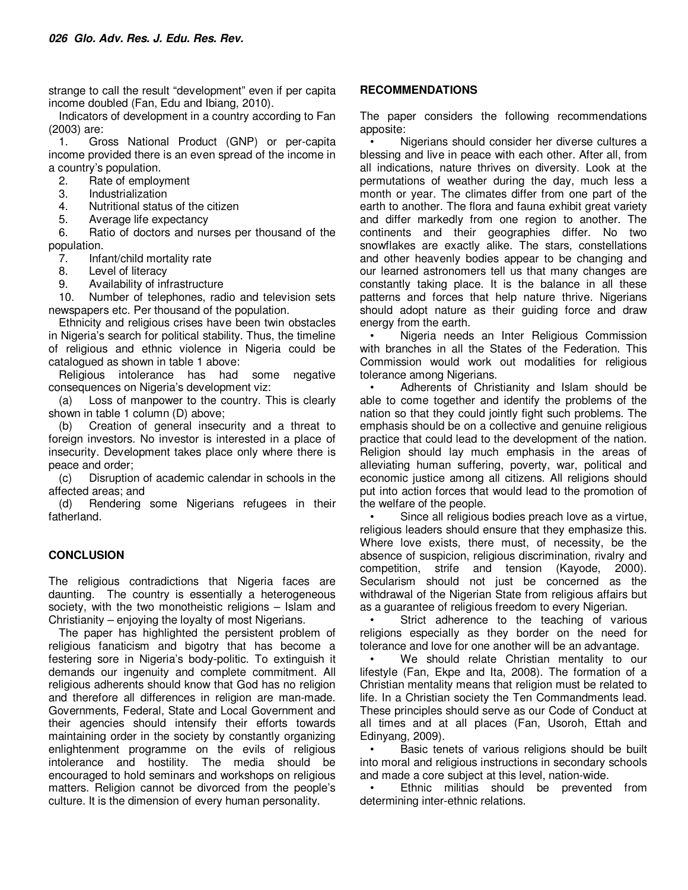strange to call the result "development" even if per capita income doubled (Fan, Edu and Ibiang, 2010).

Indicators of development in a country according to Fan (2003) are:

1. Gross National Product (GNP) or per-capita income provided there is an even spread of the income in a country's population.
2. Rate of employment
3. Industrialization
4. Nutritional status of the citizen
5. Average life expectancy
6. Ratio of doctors and nurses per thousand of the population.
7. Infant/child mortality rate
8. Level of literacy
9. Availability of infrastructure
10. Number of telephones, radio and television sets newspapers etc. Per thousand of the population.

Ethnicity and religious crises have been twin obstacles in Nigeria's search for political stability. Thus, the timeline of religious and ethnic violence in Nigeria could be catalogued as shown in table 1 above:

Religious intolerance has had some negative consequences on Nigeria's development viz:

(a) Loss of manpower to the country. This is clearly shown in table 1 column (D) above;

(b) Creation of general insecurity and a threat to foreign investors. No investor is interested in a place of insecurity. Development takes place only where there is peace and order;

(c) Disruption of academic calendar in schools in the affected areas; and

(d) Rendering some Nigerians refugees in their fatherland.

## CONCLUSION

The religious contradictions that Nigeria faces are daunting. The country is essentially a heterogeneous society, with the two monotheistic religions – Islam and Christianity – enjoying the loyalty of most Nigerians.

The paper has highlighted the persistent problem of religious fanaticism and bigotry that has become a festering sore in Nigeria's body-politic. To extinguish it demands our ingenuity and complete commitment. All religious adherents should know that God has no religion and therefore all differences in religion are man-made. Governments, Federal, State and Local Government and their agencies should intensify their efforts towards maintaining order in the society by constantly organizing enlightenment programme on the evils of religious intolerance and hostility. The media should be encouraged to hold seminars and workshops on religious matters. Religion cannot be divorced from the people's culture. It is the dimension of every human personality.

## RECOMMENDATIONS

The paper considers the following recommendations apposite:

- Nigerians should consider her diverse cultures a blessing and live in peace with each other. After all, from all indications, nature thrives on diversity. Look at the permutations of weather during the day, much less a month or year. The climates differ from one part of the earth to another. The flora and fauna exhibit great variety and differ markedly from one region to another. The continents and their geographies differ. No two snowflakes are exactly alike. The stars, constellations and other heavenly bodies appear to be changing and our learned astronomers tell us that many changes are constantly taking place. It is the balance in all these patterns and forces that help nature thrive. Nigerians should adopt nature as their guiding force and draw energy from the earth.
- Nigeria needs an Inter Religious Commission with branches in all the States of the Federation. This Commission would work out modalities for religious tolerance among Nigerians.
- Adherents of Christianity and Islam should be able to come together and identify the problems of the nation so that they could jointly fight such problems. The emphasis should be on a collective and genuine religious practice that could lead to the development of the nation. Religion should lay much emphasis in the areas of alleviating human suffering, poverty, war, political and economic justice among all citizens. All religions should put into action forces that would lead to the promotion of the welfare of the people.
- Since all religious bodies preach love as a virtue, religious leaders should ensure that they emphasize this. Where love exists, there must, of necessity, be the absence of suspicion, religious discrimination, rivalry and competition, strife and tension (Kayode, 2000). Secularism should not just be concerned as the withdrawal of the Nigerian State from religious affairs but as a guarantee of religious freedom to every Nigerian.
- Strict adherence to the teaching of various religions especially as they border on the need for tolerance and love for one another will be an advantage.
- We should relate Christian mentality to our lifestyle (Fan, Ekpe and Ita, 2008). The formation of a Christian mentality means that religion must be related to life. In a Christian society the Ten Commandments lead. These principles should serve as our Code of Conduct at all times and at all places (Fan, Usoroh, Ettah and Edinyang, 2009).
- Basic tenets of various religions should be built into moral and religious instructions in secondary schools and made a core subject at this level, nation-wide.
- Ethnic militias should be prevented from determining inter-ethnic relations.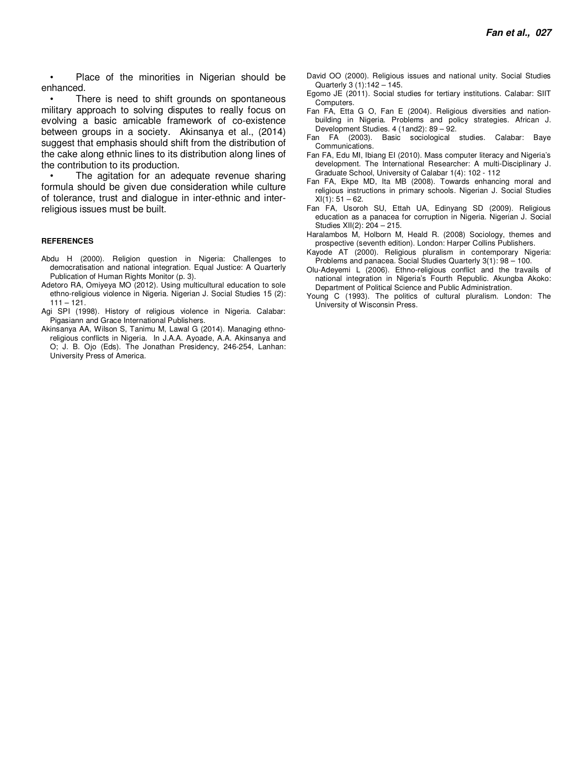- Place of the minorities in Nigerian should be enhanced.
- There is need to shift grounds on spontaneous military approach to solving disputes to really focus on evolving a basic amicable framework of co-existence between groups in a society. Akinsanya et al., (2014) suggest that emphasis should shift from the distribution of the cake along ethnic lines to its distribution along lines of the contribution to its production.
- The agitation for an adequate revenue sharing formula should be given due consideration while culture of tolerance, trust and dialogue in inter-ethnic and inter-religious issues must be built.

## REFERENCES

Abdu H (2000). Religion question in Nigeria: Challenges to democratisation and national integration. Equal Justice: A Quarterly Publication of Human Rights Monitor (p. 3).

Adetoro RA, Omiyeya MO (2012). Using multicultural education to sole ethno-religious violence in Nigeria. Nigerian J. Social Studies 15 (2): 111 – 121.

Agi SPI (1998). History of religious violence in Nigeria. Calabar: Pigasiann and Grace International Publishers.

Akinsanya AA, Wilson S, Tanimu M, Lawal G (2014). Managing ethno-religious conflicts in Nigeria. In J.A.A. Ayoade, A.A. Akinsanya and O; J. B. Ojo (Eds). The Jonathan Presidency, 246-254, Lanhan: University Press of America.

David OO (2000). Religious issues and national unity. Social Studies Quarterly 3 (1):142 – 145.

Egomo JE (2011). Social studies for tertiary institutions. Calabar: SIIT Computers.

Fan FA, Etta G O, Fan E (2004). Religious diversities and nation-building in Nigeria. Problems and policy strategies. African J. Development Studies. 4 (1and2): 89 – 92.

Fan FA (2003). Basic sociological studies. Calabar: Baye Communications.

Fan FA, Edu MI, Ibiang EI (2010). Mass computer literacy and Nigeria's development. The International Researcher: A multi-Disciplinary J. Graduate School, University of Calabar 1(4): 102 - 112

Fan FA, Ekpe MD, Ita MB (2008). Towards enhancing moral and religious instructions in primary schools. Nigerian J. Social Studies XI(1): 51 – 62.

Fan FA, Usoroh SU, Ettah UA, Edinyang SD (2009). Religious education as a panacea for corruption in Nigeria. Nigerian J. Social Studies XII(2): 204 – 215.

Haralambos M, Holborn M, Heald R. (2008) Sociology, themes and prospective (seventh edition). London: Harper Collins Publishers.

Kayode AT (2000). Religious pluralism in contemporary Nigeria: Problems and panacea. Social Studies Quarterly 3(1): 98 – 100.

Olu-Adeyemi L (2006). Ethno-religious conflict and the travails of national integration in Nigeria's Fourth Republic. Akungba Akoko: Department of Political Science and Public Administration.

Young C (1993). The politics of cultural pluralism. London: The University of Wisconsin Press.